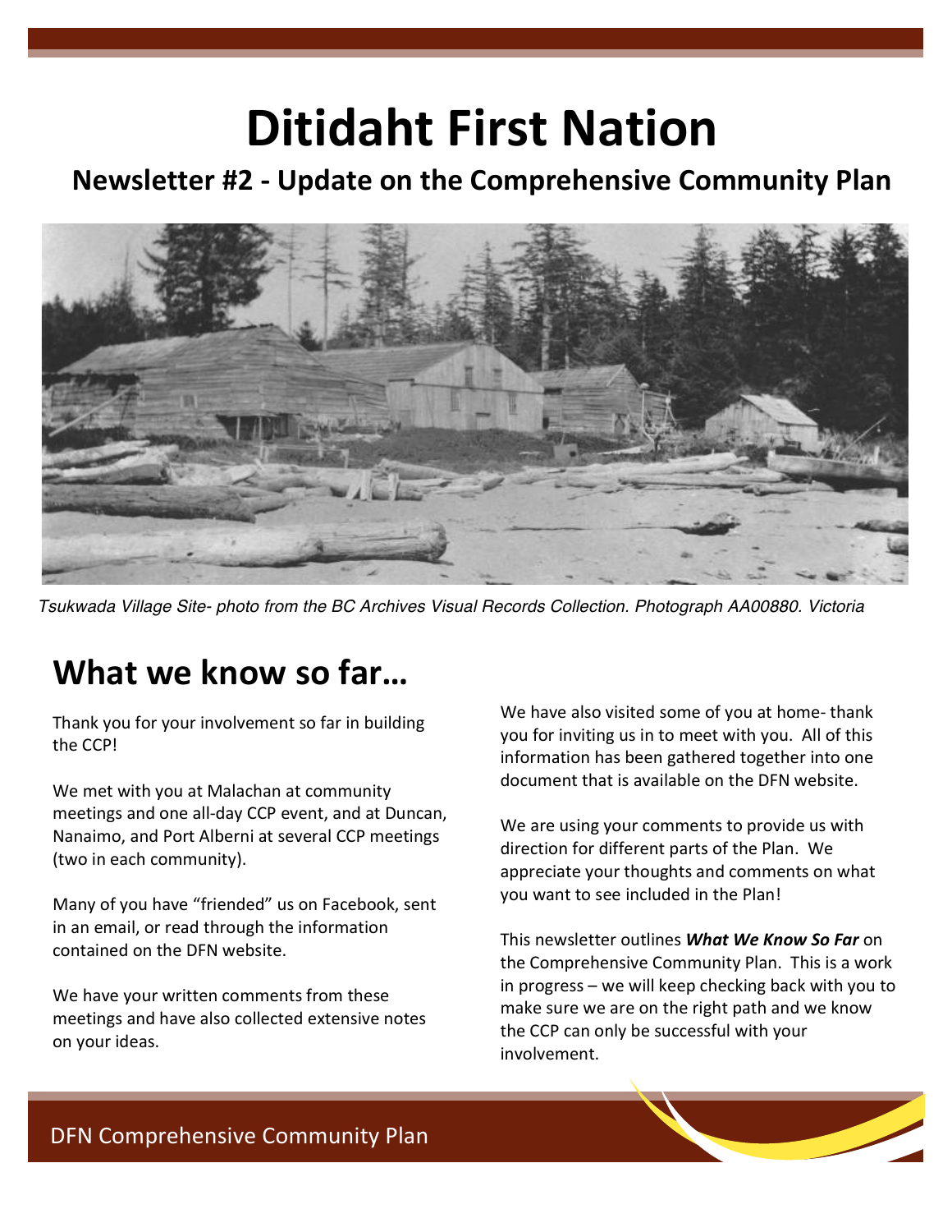# Ditidaht First Nation

## Newsletter #2 - Update on the Comprehensive Community Plan

*Tsukwada Village Site- photo from the BC Archives Visual Records Collection. Photograph AA00880. Victoria*

## What we know so far…

Thank you for your involvement so far in building the CCP!

We met with you at Malachan at community meetings and one all-day CCP event, and at Duncan, Nanaimo, and Port Alberni at several CCP meetings (two in each community).

Many of you have "friended" us on Facebook, sent in an email, or read through the information contained on the DFN website.

We have your written comments from these meetings and have also collected extensive notes on your ideas.

We have also visited some of you at home- thank you for inviting us in to meet with you. All of this information has been gathered together into one document that is available on the DFN website.

We are using your comments to provide us with direction for different parts of the Plan. We appreciate your thoughts and comments on what you want to see included in the Plan!

This newsletter outlines ***What We Know So Far*** on the Comprehensive Community Plan. This is a work in progress – we will keep checking back with you to make sure we are on the right path and we know the CCP can only be successful with your involvement.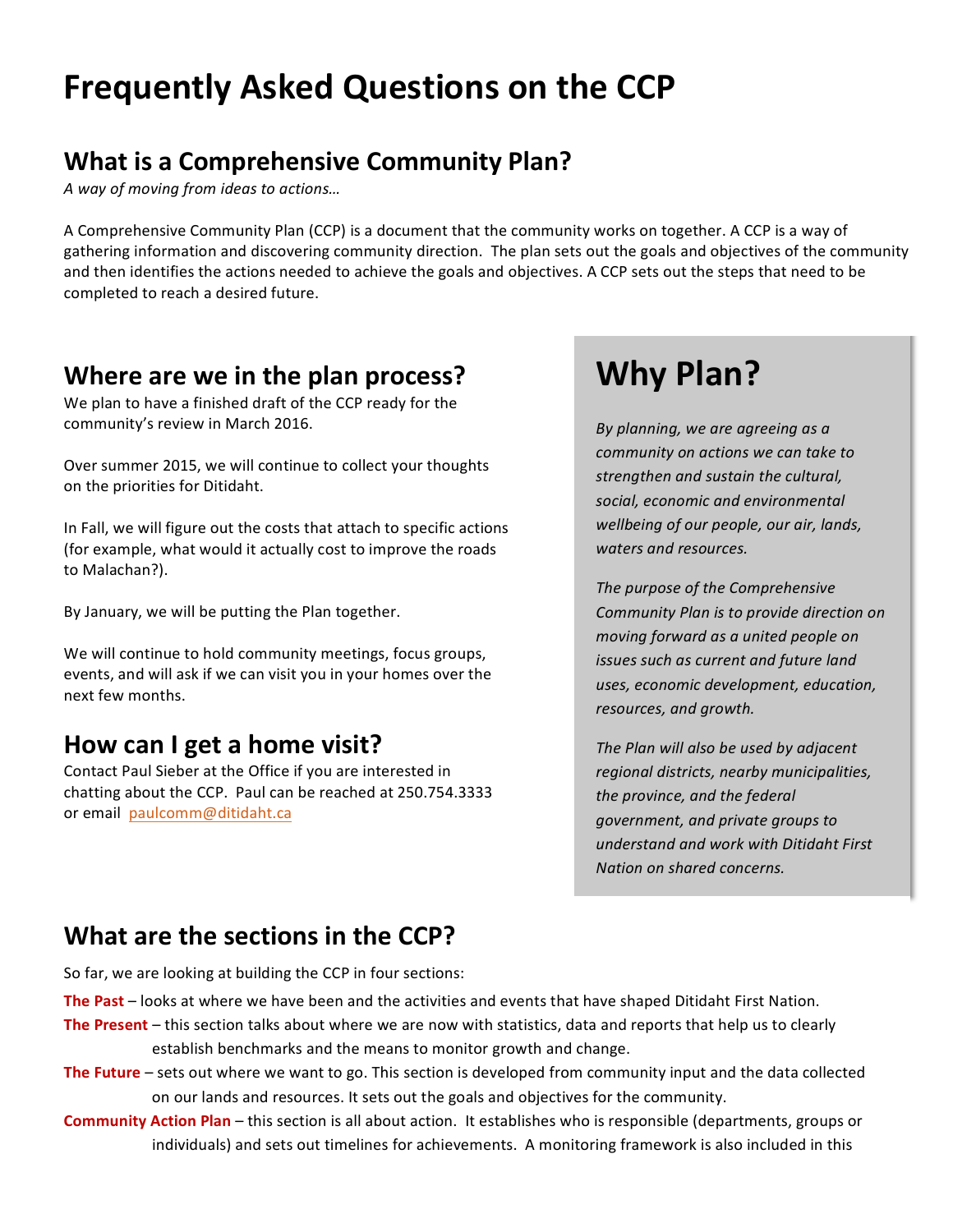# Frequently Asked Questions on the CCP

## What is a Comprehensive Community Plan?

*A way of moving from ideas to actions…*

A Comprehensive Community Plan (CCP) is a document that the community works on together. A CCP is a way of gathering information and discovering community direction. The plan sets out the goals and objectives of the community and then identifies the actions needed to achieve the goals and objectives. A CCP sets out the steps that need to be completed to reach a desired future.

## Where are we in the plan process?

We plan to have a finished draft of the CCP ready for the community's review in March 2016.

Over summer 2015, we will continue to collect your thoughts on the priorities for Ditidaht.

In Fall, we will figure out the costs that attach to specific actions (for example, what would it actually cost to improve the roads to Malachan?).

By January, we will be putting the Plan together.

We will continue to hold community meetings, focus groups, events, and will ask if we can visit you in your homes over the next few months.

## How can I get a home visit?

Contact Paul Sieber at the Office if you are interested in chatting about the CCP. Paul can be reached at 250.754.3333 or email paulcomm@ditidaht.ca

# Why Plan?

*By planning, we are agreeing as a community on actions we can take to strengthen and sustain the cultural, social, economic and environmental wellbeing of our people, our air, lands, waters and resources.*

*The purpose of the Comprehensive Community Plan is to provide direction on moving forward as a united people on issues such as current and future land uses, economic development, education, resources, and growth.*

*The Plan will also be used by adjacent regional districts, nearby municipalities, the province, and the federal government, and private groups to understand and work with Ditidaht First Nation on shared concerns.*

## What are the sections in the CCP?

So far, we are looking at building the CCP in four sections:

**The Past** – looks at where we have been and the activities and events that have shaped Ditidaht First Nation.

**The Present** – this section talks about where we are now with statistics, data and reports that help us to clearly establish benchmarks and the means to monitor growth and change.

**The Future** – sets out where we want to go. This section is developed from community input and the data collected on our lands and resources. It sets out the goals and objectives for the community.

**Community Action Plan** – this section is all about action. It establishes who is responsible (departments, groups or individuals) and sets out timelines for achievements. A monitoring framework is also included in this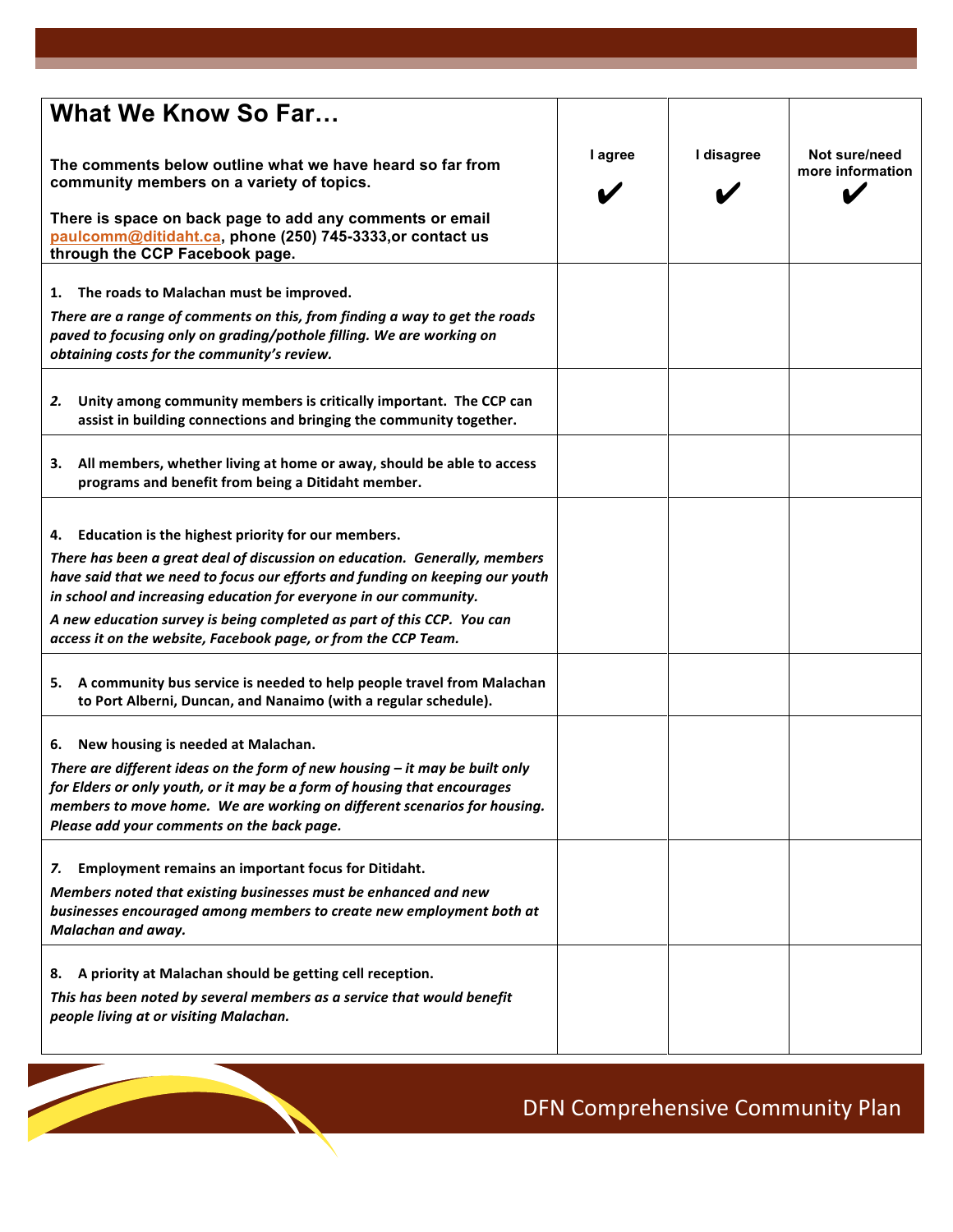| **What We Know So Far…**<br><br>**The comments below outline what we have heard so far from community members on a variety of topics.**<br><br>**There is space on back page to add any comments or email paulcomm@ditidaht.ca, phone (250) 745-3333,or contact us through the CCP Facebook page.** | **I agree** ✔ | **I disagree** ✔ | **Not sure/need more information** ✔ |
|---|---|---|---|
| **1. The roads to Malachan must be improved.**<br>***There are a range of comments on this, from finding a way to get the roads paved to focusing only on grading/pothole filling. We are working on obtaining costs for the community's review.*** | | | |
| ***2.*** **Unity among community members is critically important. The CCP can assist in building connections and bringing the community together.** | | | |
| **3. All members, whether living at home or away, should be able to access programs and benefit from being a Ditidaht member.** | | | |
| **4. Education is the highest priority for our members.**<br>***There has been a great deal of discussion on education. Generally, members have said that we need to focus our efforts and funding on keeping our youth in school and increasing education for everyone in our community.***<br>***A new education survey is being completed as part of this CCP. You can access it on the website, Facebook page, or from the CCP Team.*** | | | |
| **5. A community bus service is needed to help people travel from Malachan to Port Alberni, Duncan, and Nanaimo (with a regular schedule).** | | | |
| **6. New housing is needed at Malachan.**<br>***There are different ideas on the form of new housing – it may be built only for Elders or only youth, or it may be a form of housing that encourages members to move home. We are working on different scenarios for housing. Please add your comments on the back page.*** | | | |
| ***7.*** **Employment remains an important focus for Ditidaht.**<br>***Members noted that existing businesses must be enhanced and new businesses encouraged among members to create new employment both at Malachan and away.*** | | | |
| **8. A priority at Malachan should be getting cell reception.**<br>***This has been noted by several members as a service that would benefit people living at or visiting Malachan.*** | | | |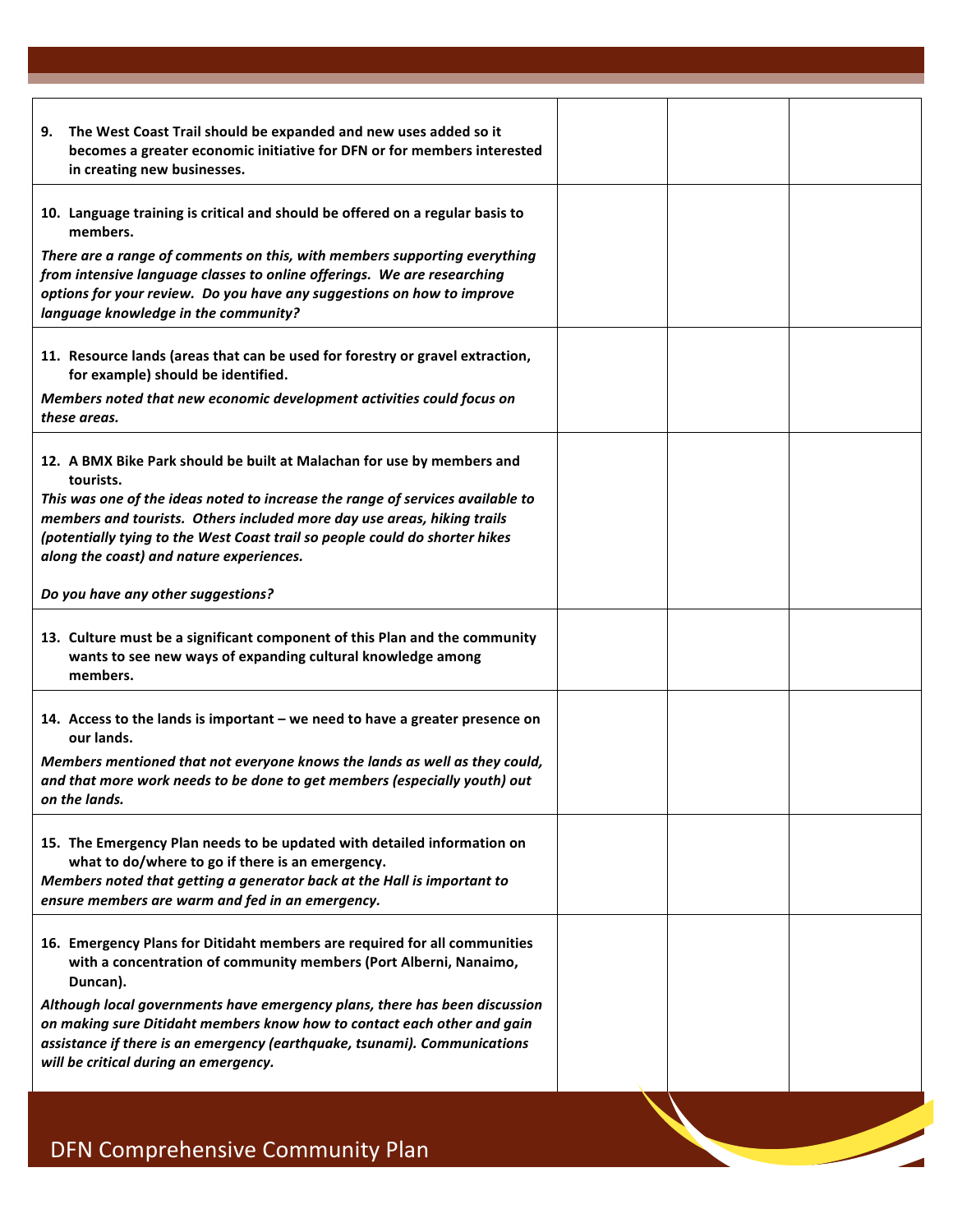| | | | |
|---|---|---|---|
| **9. The West Coast Trail should be expanded and new uses added so it becomes a greater economic initiative for DFN or for members interested in creating new businesses.** | | | |
| **10. Language training is critical and should be offered on a regular basis to members.**<br>***There are a range of comments on this, with members supporting everything from intensive language classes to online offerings. We are researching options for your review. Do you have any suggestions on how to improve language knowledge in the community?*** | | | |
| **11. Resource lands (areas that can be used for forestry or gravel extraction, for example) should be identified.**<br>***Members noted that new economic development activities could focus on these areas.*** | | | |
| **12. A BMX Bike Park should be built at Malachan for use by members and tourists.**<br>***This was one of the ideas noted to increase the range of services available to members and tourists. Others included more day use areas, hiking trails (potentially tying to the West Coast trail so people could do shorter hikes along the coast) and nature experiences.***<br><br>***Do you have any other suggestions?*** | | | |
| **13. Culture must be a significant component of this Plan and the community wants to see new ways of expanding cultural knowledge among members.** | | | |
| **14. Access to the lands is important – we need to have a greater presence on our lands.**<br>***Members mentioned that not everyone knows the lands as well as they could, and that more work needs to be done to get members (especially youth) out on the lands.*** | | | |
| **15. The Emergency Plan needs to be updated with detailed information on what to do/where to go if there is an emergency.**<br>***Members noted that getting a generator back at the Hall is important to ensure members are warm and fed in an emergency.*** | | | |
| **16. Emergency Plans for Ditidaht members are required for all communities with a concentration of community members (Port Alberni, Nanaimo, Duncan).**<br>***Although local governments have emergency plans, there has been discussion on making sure Ditidaht members know how to contact each other and gain assistance if there is an emergency (earthquake, tsunami). Communications will be critical during an emergency.*** | | | |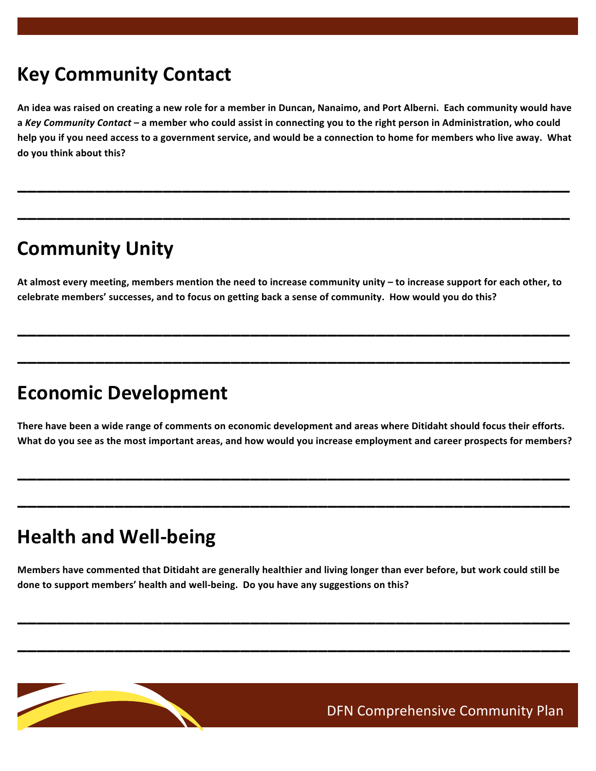## Key Community Contact

**An idea was raised on creating a new role for a member in Duncan, Nanaimo, and Port Alberni. Each community would have a *Key Community Contact* – a member who could assist in connecting you to the right person in Administration, who could help you if you need access to a government service, and would be a connection to home for members who live away. What do you think about this?**

______________________________________________________________________

______________________________________________________________________

## Community Unity

**At almost every meeting, members mention the need to increase community unity – to increase support for each other, to celebrate members' successes, and to focus on getting back a sense of community. How would you do this?**

______________________________________________________________________

______________________________________________________________________

## Economic Development

**There have been a wide range of comments on economic development and areas where Ditidaht should focus their efforts. What do you see as the most important areas, and how would you increase employment and career prospects for members?**

______________________________________________________________________

______________________________________________________________________

## Health and Well-being

**Members have commented that Ditidaht are generally healthier and living longer than ever before, but work could still be done to support members' health and well-being. Do you have any suggestions on this?**

______________________________________________________________________

______________________________________________________________________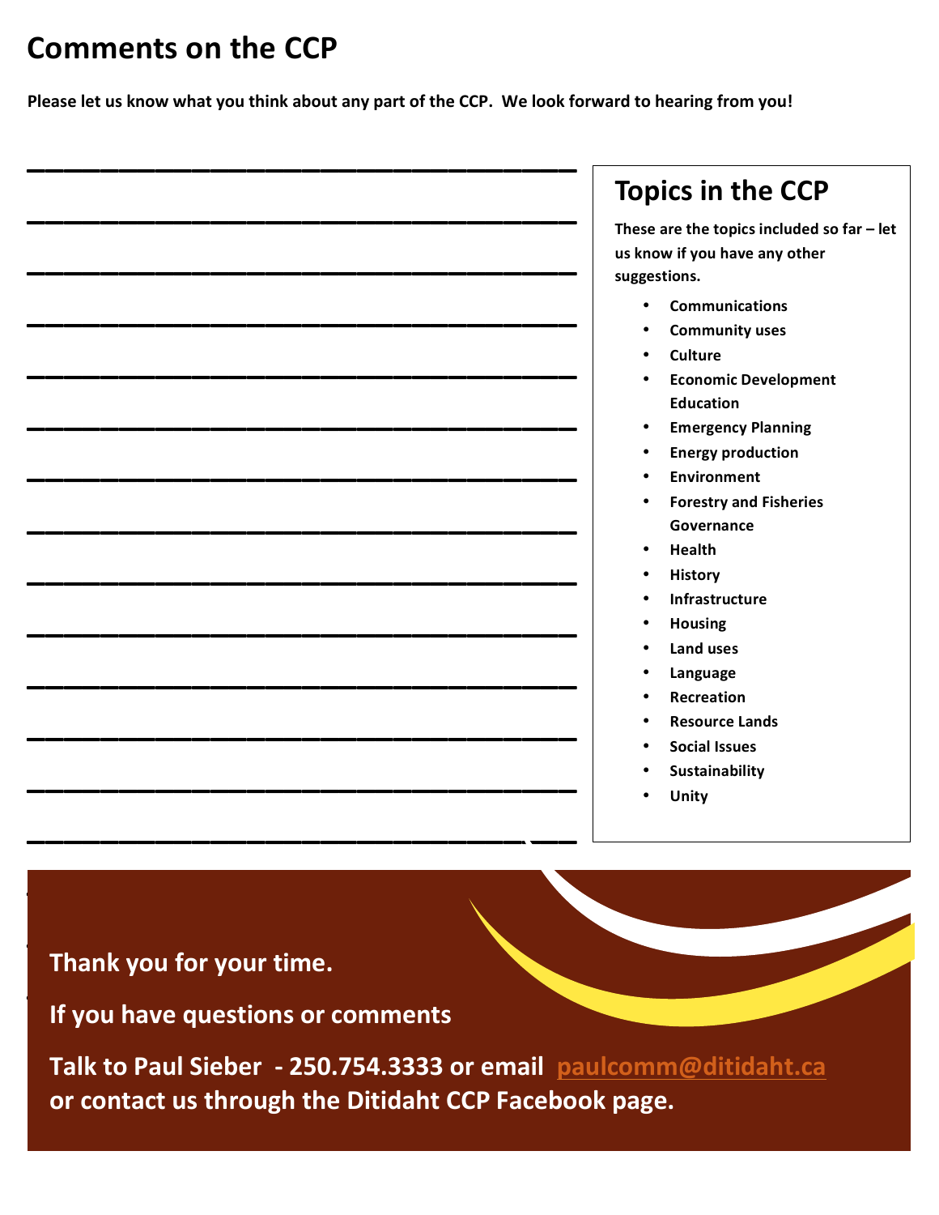# Comments on the CCP

**Please let us know what you think about any part of the CCP. We look forward to hearing from you!**

## Topics in the CCP

**These are the topics included so far – let us know if you have any other suggestions.**

- **Communications**
- **Community uses**
- **Culture**
- **Economic Development Education**
- **Emergency Planning**
- **Energy production**
- **Environment**
- **Forestry and Fisheries Governance**
- **Health**
- **History**
- **Infrastructure**
- **Housing**
- **Land uses**
- **Language**
- **Recreation**
- **Resource Lands**
- **Social Issues**
- **Sustainability**
- **Unity**

**Thank you for your time.**

**If you have questions or comments**

**Talk to Paul Sieber - 250.754.3333 or email paulcomm@ditidaht.ca or contact us through the Ditidaht CCP Facebook page.**